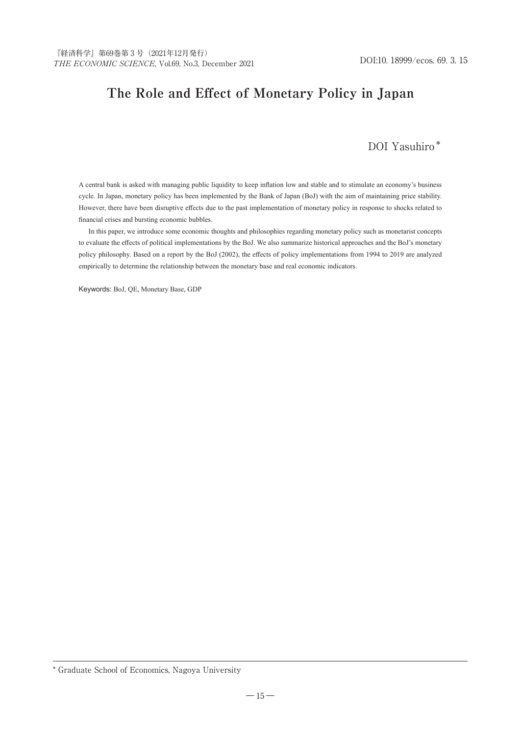# The Role and Effect of Monetary Policy in Japan

DOI Yasuhiro*

A central bank is asked with managing public liquidity to keep inflation low and stable and to stimulate an economy's business cycle. In Japan, monetary policy has been implemented by the Bank of Japan (BoJ) with the aim of maintaining price stability. However, there have been disruptive effects due to the past implementation of monetary policy in response to shocks related to financial crises and bursting economic bubbles.

In this paper, we introduce some economic thoughts and philosophies regarding monetary policy such as monetarist concepts to evaluate the effects of political implementations by the BoJ. We also summarize historical approaches and the BoJ's monetary policy philosophy. Based on a report by the BoJ (2002), the effects of policy implementations from 1994 to 2019 are analyzed empirically to determine the relationship between the monetary base and real economic indicators.

Keywords: BoJ, QE, Monetary Base, GDP

* Graduate School of Economics, Nagoya University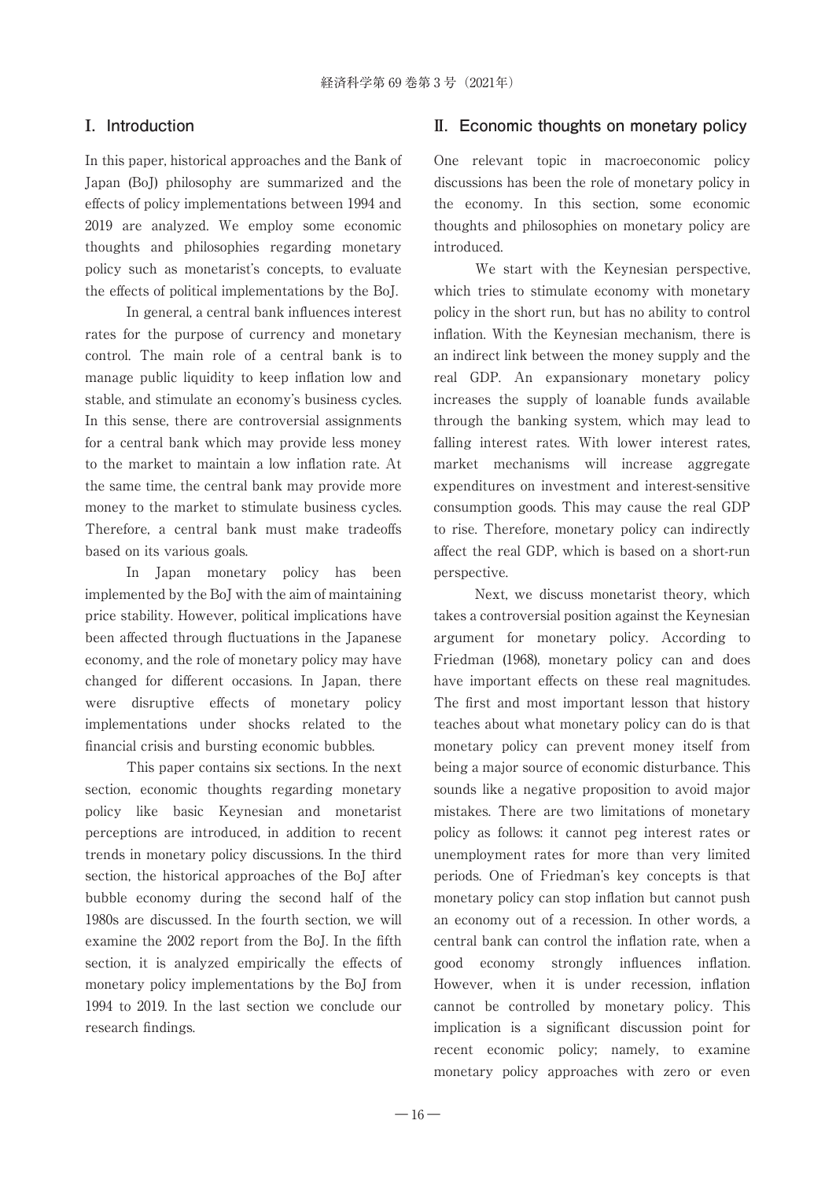## I. Introduction

In this paper, historical approaches and the Bank of Japan (BoJ) philosophy are summarized and the effects of policy implementations between 1994 and 2019 are analyzed. We employ some economic thoughts and philosophies regarding monetary policy such as monetarist's concepts, to evaluate the effects of political implementations by the BoJ.

In general, a central bank influences interest rates for the purpose of currency and monetary control. The main role of a central bank is to manage public liquidity to keep inflation low and stable, and stimulate an economy's business cycles. In this sense, there are controversial assignments for a central bank which may provide less money to the market to maintain a low inflation rate. At the same time, the central bank may provide more money to the market to stimulate business cycles. Therefore, a central bank must make tradeoffs based on its various goals.

In Japan monetary policy has been implemented by the BoJ with the aim of maintaining price stability. However, political implications have been affected through fluctuations in the Japanese economy, and the role of monetary policy may have changed for different occasions. In Japan, there were disruptive effects of monetary policy implementations under shocks related to the financial crisis and bursting economic bubbles.

This paper contains six sections. In the next section, economic thoughts regarding monetary policy like basic Keynesian and monetarist perceptions are introduced, in addition to recent trends in monetary policy discussions. In the third section, the historical approaches of the BoJ after bubble economy during the second half of the 1980s are discussed. In the fourth section, we will examine the 2002 report from the BoJ. In the fifth section, it is analyzed empirically the effects of monetary policy implementations by the BoJ from 1994 to 2019. In the last section we conclude our research findings.

## II. Economic thoughts on monetary policy

One relevant topic in macroeconomic policy discussions has been the role of monetary policy in the economy. In this section, some economic thoughts and philosophies on monetary policy are introduced.

We start with the Keynesian perspective, which tries to stimulate economy with monetary policy in the short run, but has no ability to control inflation. With the Keynesian mechanism, there is an indirect link between the money supply and the real GDP. An expansionary monetary policy increases the supply of loanable funds available through the banking system, which may lead to falling interest rates. With lower interest rates, market mechanisms will increase aggregate expenditures on investment and interest-sensitive consumption goods. This may cause the real GDP to rise. Therefore, monetary policy can indirectly affect the real GDP, which is based on a short-run perspective.

Next, we discuss monetarist theory, which takes a controversial position against the Keynesian argument for monetary policy. According to Friedman (1968), monetary policy can and does have important effects on these real magnitudes. The first and most important lesson that history teaches about what monetary policy can do is that monetary policy can prevent money itself from being a major source of economic disturbance. This sounds like a negative proposition to avoid major mistakes. There are two limitations of monetary policy as follows: it cannot peg interest rates or unemployment rates for more than very limited periods. One of Friedman's key concepts is that monetary policy can stop inflation but cannot push an economy out of a recession. In other words, a central bank can control the inflation rate, when a good economy strongly influences inflation. However, when it is under recession, inflation cannot be controlled by monetary policy. This implication is a significant discussion point for recent economic policy; namely, to examine monetary policy approaches with zero or even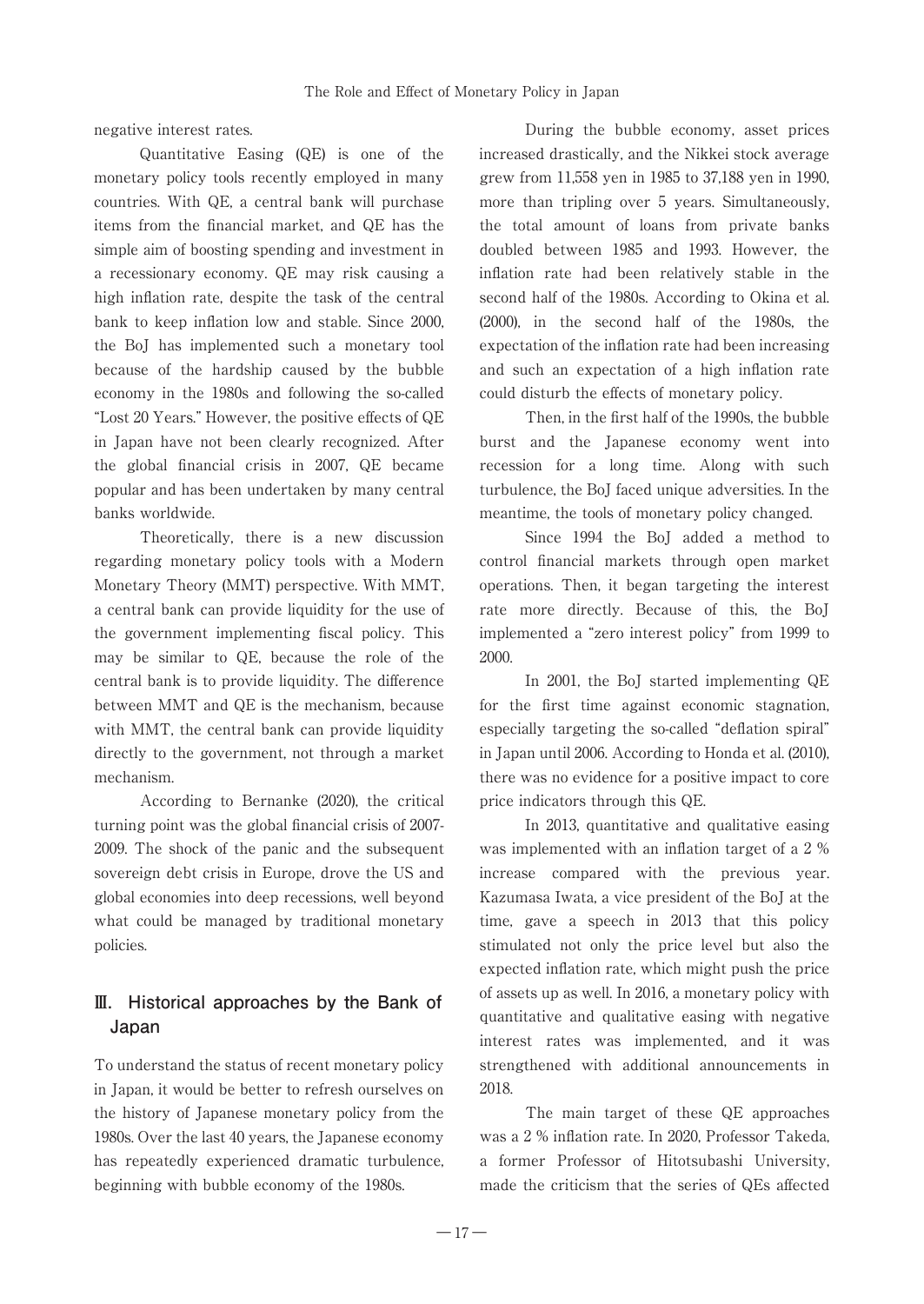negative interest rates.

Quantitative Easing (QE) is one of the monetary policy tools recently employed in many countries. With QE, a central bank will purchase items from the financial market, and QE has the simple aim of boosting spending and investment in a recessionary economy. QE may risk causing a high inflation rate, despite the task of the central bank to keep inflation low and stable. Since 2000, the BoJ has implemented such a monetary tool because of the hardship caused by the bubble economy in the 1980s and following the so-called "Lost 20 Years." However, the positive effects of QE in Japan have not been clearly recognized. After the global financial crisis in 2007, QE became popular and has been undertaken by many central banks worldwide.

Theoretically, there is a new discussion regarding monetary policy tools with a Modern Monetary Theory (MMT) perspective. With MMT, a central bank can provide liquidity for the use of the government implementing fiscal policy. This may be similar to QE, because the role of the central bank is to provide liquidity. The difference between MMT and QE is the mechanism, because with MMT, the central bank can provide liquidity directly to the government, not through a market mechanism.

According to Bernanke (2020), the critical turning point was the global financial crisis of 2007-2009. The shock of the panic and the subsequent sovereign debt crisis in Europe, drove the US and global economies into deep recessions, well beyond what could be managed by traditional monetary policies.

## Ⅲ. Historical approaches by the Bank of Japan

To understand the status of recent monetary policy in Japan, it would be better to refresh ourselves on the history of Japanese monetary policy from the 1980s. Over the last 40 years, the Japanese economy has repeatedly experienced dramatic turbulence, beginning with bubble economy of the 1980s.

During the bubble economy, asset prices increased drastically, and the Nikkei stock average grew from 11,558 yen in 1985 to 37,188 yen in 1990, more than tripling over 5 years. Simultaneously, the total amount of loans from private banks doubled between 1985 and 1993. However, the inflation rate had been relatively stable in the second half of the 1980s. According to Okina et al. (2000), in the second half of the 1980s, the expectation of the inflation rate had been increasing and such an expectation of a high inflation rate could disturb the effects of monetary policy.

Then, in the first half of the 1990s, the bubble burst and the Japanese economy went into recession for a long time. Along with such turbulence, the BoJ faced unique adversities. In the meantime, the tools of monetary policy changed.

Since 1994 the BoJ added a method to control financial markets through open market operations. Then, it began targeting the interest rate more directly. Because of this, the BoJ implemented a "zero interest policy" from 1999 to 2000.

In 2001, the BoJ started implementing QE for the first time against economic stagnation, especially targeting the so-called "deflation spiral" in Japan until 2006. According to Honda et al. (2010), there was no evidence for a positive impact to core price indicators through this QE.

In 2013, quantitative and qualitative easing was implemented with an inflation target of a 2 % increase compared with the previous year. Kazumasa Iwata, a vice president of the BoJ at the time, gave a speech in 2013 that this policy stimulated not only the price level but also the expected inflation rate, which might push the price of assets up as well. In 2016, a monetary policy with quantitative and qualitative easing with negative interest rates was implemented, and it was strengthened with additional announcements in 2018.

The main target of these QE approaches was a 2 % inflation rate. In 2020, Professor Takeda, a former Professor of Hitotsubashi University, made the criticism that the series of QEs affected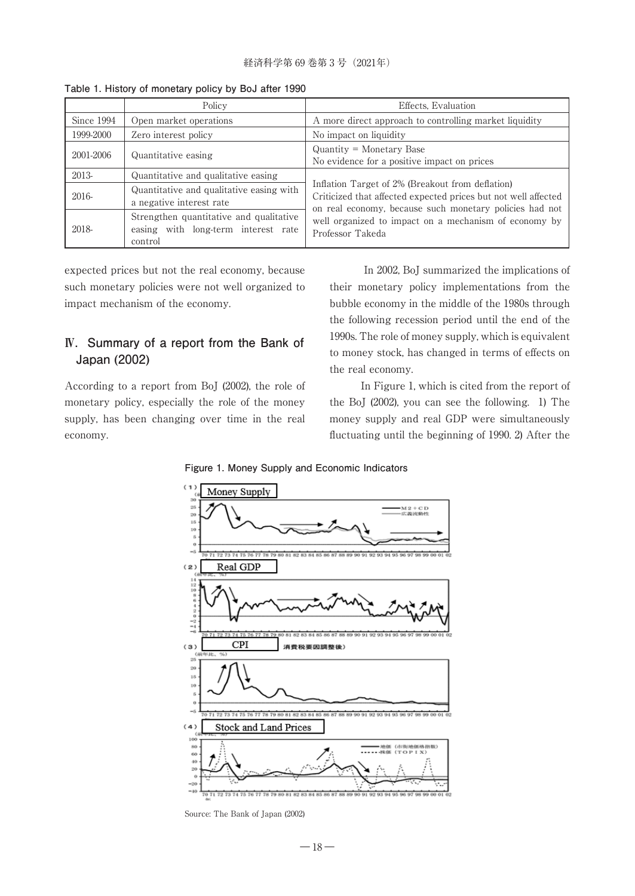**Table 1. History of monetary policy by BoJ after 1990**

| | Policy | Effects, Evaluation |
|---|---|---|
| Since 1994 | Open market operations | A more direct approach to controlling market liquidity |
| 1999-2000 | Zero interest policy | No impact on liquidity |
| 2001-2006 | Quantitative easing | Quantity = Monetary Base<br>No evidence for a positive impact on prices |
| 2013- | Quantitative and qualitative easing | Inflation Target of 2% (Breakout from deflation)<br>Criticized that affected expected prices but not well affected on real economy, because such monetary policies had not well organized to impact on a mechanism of economy by Professor Takeda |
| 2016- | Quantitative and qualitative easing with a negative interest rate | |
| 2018- | Strengthen quantitative and qualitative easing with long-term interest rate control | |

expected prices but not the real economy, because such monetary policies were not well organized to impact mechanism of the economy.

## Ⅳ. Summary of a report from the Bank of Japan (2002)

According to a report from BoJ (2002), the role of monetary policy, especially the role of the money supply, has been changing over time in the real economy.

In 2002, BoJ summarized the implications of their monetary policy implementations from the bubble economy in the middle of the 1980s through the following recession period until the end of the 1990s. The role of money supply, which is equivalent to money stock, has changed in terms of effects on the real economy.

In Figure 1, which is cited from the report of the BoJ (2002), you can see the following. 1) The money supply and real GDP were simultaneously fluctuating until the beginning of 1990. 2) After the

**Figure 1. Money Supply and Economic Indicators**

Source: The Bank of Japan (2002)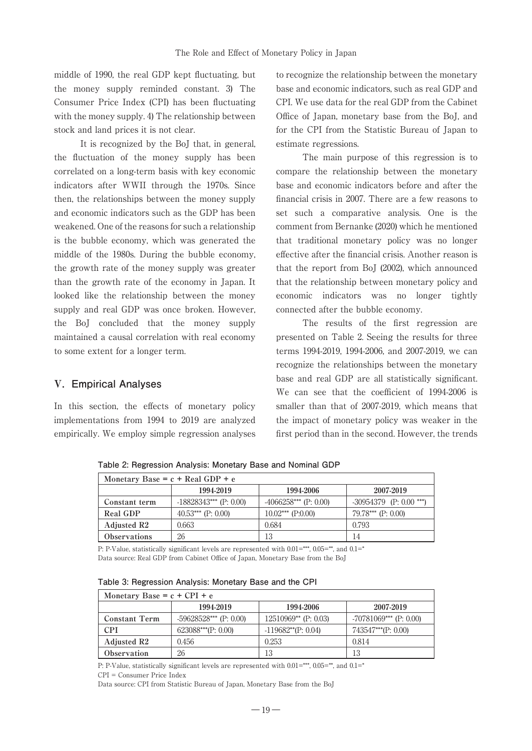middle of 1990, the real GDP kept fluctuating, but the money supply reminded constant. 3) The Consumer Price Index (CPI) has been fluctuating with the money supply. 4) The relationship between stock and land prices it is not clear.

It is recognized by the BoJ that, in general, the fluctuation of the money supply has been correlated on a long-term basis with key economic indicators after WWII through the 1970s. Since then, the relationships between the money supply and economic indicators such as the GDP has been weakened. One of the reasons for such a relationship is the bubble economy, which was generated the middle of the 1980s. During the bubble economy, the growth rate of the money supply was greater than the growth rate of the economy in Japan. It looked like the relationship between the money supply and real GDP was once broken. However, the BoJ concluded that the money supply maintained a causal correlation with real economy to some extent for a longer term.

## V. Empirical Analyses

In this section, the effects of monetary policy implementations from 1994 to 2019 are analyzed empirically. We employ simple regression analyses to recognize the relationship between the monetary base and economic indicators, such as real GDP and CPI. We use data for the real GDP from the Cabinet Office of Japan, monetary base from the BoJ, and for the CPI from the Statistic Bureau of Japan to estimate regressions.

The main purpose of this regression is to compare the relationship between the monetary base and economic indicators before and after the financial crisis in 2007. There are a few reasons to set such a comparative analysis. One is the comment from Bernanke (2020) which he mentioned that traditional monetary policy was no longer effective after the financial crisis. Another reason is that the report from BoJ (2002), which announced that the relationship between monetary policy and economic indicators was no longer tightly connected after the bubble economy.

The results of the first regression are presented on Table 2. Seeing the results for three terms 1994-2019, 1994-2006, and 2007-2019, we can recognize the relationships between the monetary base and real GDP are all statistically significant. We can see that the coefficient of 1994-2006 is smaller than that of 2007-2019, which means that the impact of monetary policy was weaker in the first period than in the second. However, the trends

**Table 2: Regression Analysis: Monetary Base and Nominal GDP**

| Monetary Base = c + Real GDP + e | | | |
|---|---|---|---|
| | **1994-2019** | **1994-2006** | **2007-2019** |
| **Constant term** | -18828343*** (P: 0.00) | -4066258*** (P: 0.00) | -30954379 (P: 0.00 ***) |
| **Real GDP** | 40.53*** (P: 0.00) | 10.02*** (P:0.00) | 79.78*** (P: 0.00) |
| **Adjusted R2** | 0.663 | 0.684 | 0.793 |
| **Observations** | 26 | 13 | 14 |

P: P-Value, statistically significant levels are represented with 0.01=***, 0.05=**, and 0.1=*
Data source: Real GDP from Cabinet Office of Japan, Monetary Base from the BoJ

**Table 3: Regression Analysis: Monetary Base and the CPI**

| Monetary Base = c + CPI + e | | | |
|---|---|---|---|
| | **1994-2019** | **1994-2006** | **2007-2019** |
| **Constant Term** | -59628528*** (P: 0.00) | 12510969** (P: 0.03) | -70781069*** (P: 0.00) |
| **CPI** | 623088***(P: 0.00) | -119682**(P: 0.04) | 743547***(P: 0.00) |
| **Adjusted R2** | 0.456 | 0.253 | 0.814 |
| **Observation** | 26 | 13 | 13 |

P: P-Value, statistically significant levels are represented with 0.01=***, 0.05=**, and 0.1=*
CPI = Consumer Price Index
Data source: CPI from Statistic Bureau of Japan, Monetary Base from the BoJ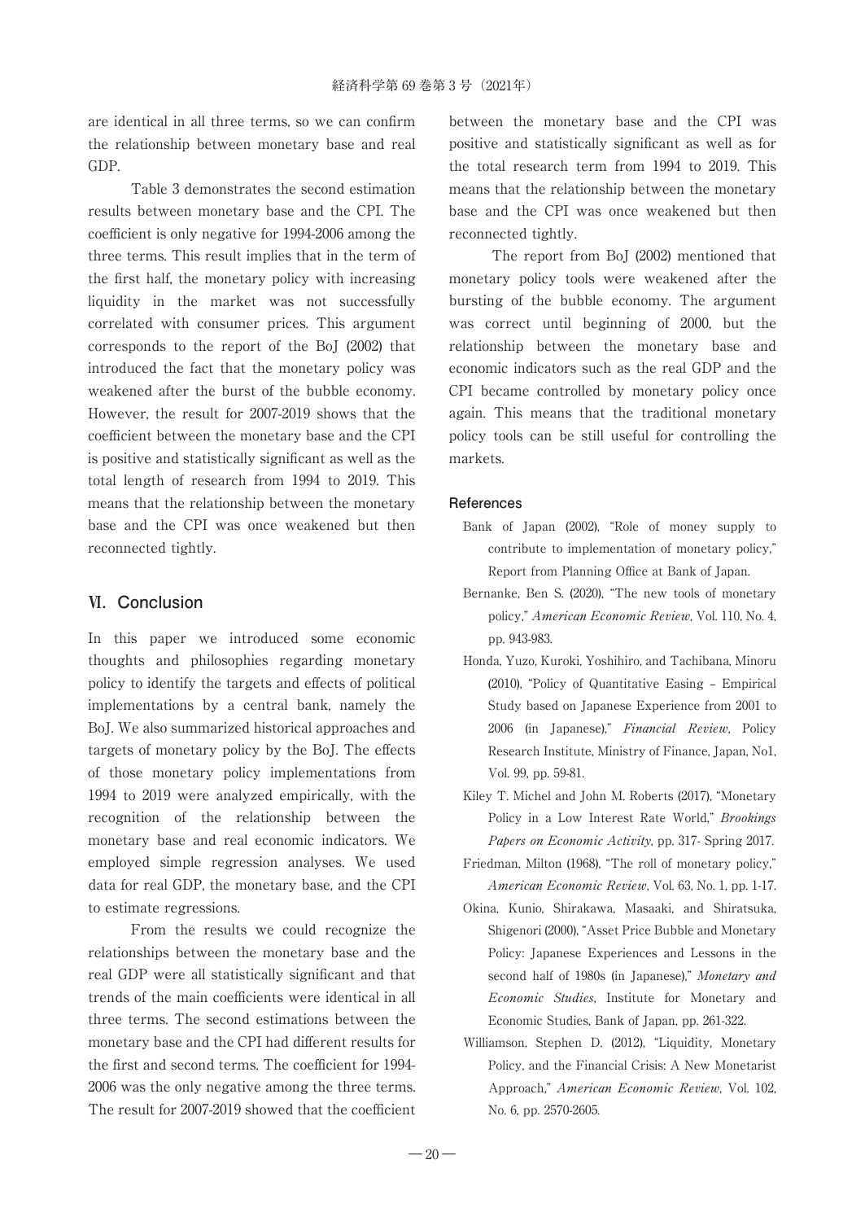are identical in all three terms, so we can confirm the relationship between monetary base and real GDP.

Table 3 demonstrates the second estimation results between monetary base and the CPI. The coefficient is only negative for 1994-2006 among the three terms. This result implies that in the term of the first half, the monetary policy with increasing liquidity in the market was not successfully correlated with consumer prices. This argument corresponds to the report of the BoJ (2002) that introduced the fact that the monetary policy was weakened after the burst of the bubble economy. However, the result for 2007-2019 shows that the coefficient between the monetary base and the CPI is positive and statistically significant as well as the total length of research from 1994 to 2019. This means that the relationship between the monetary base and the CPI was once weakened but then reconnected tightly.

## Ⅵ. Conclusion

In this paper we introduced some economic thoughts and philosophies regarding monetary policy to identify the targets and effects of political implementations by a central bank, namely the BoJ. We also summarized historical approaches and targets of monetary policy by the BoJ. The effects of those monetary policy implementations from 1994 to 2019 were analyzed empirically, with the recognition of the relationship between the monetary base and real economic indicators. We employed simple regression analyses. We used data for real GDP, the monetary base, and the CPI to estimate regressions.

From the results we could recognize the relationships between the monetary base and the real GDP were all statistically significant and that trends of the main coefficients were identical in all three terms. The second estimations between the monetary base and the CPI had different results for the first and second terms. The coefficient for 1994-2006 was the only negative among the three terms. The result for 2007-2019 showed that the coefficient between the monetary base and the CPI was positive and statistically significant as well as for the total research term from 1994 to 2019. This means that the relationship between the monetary base and the CPI was once weakened but then reconnected tightly.

The report from BoJ (2002) mentioned that monetary policy tools were weakened after the bursting of the bubble economy. The argument was correct until beginning of 2000, but the relationship between the monetary base and economic indicators such as the real GDP and the CPI became controlled by monetary policy once again. This means that the traditional monetary policy tools can be still useful for controlling the markets.

### References

Bank of Japan (2002), "Role of money supply to contribute to implementation of monetary policy," Report from Planning Office at Bank of Japan.

Bernanke, Ben S. (2020), "The new tools of monetary policy," *American Economic Review*, Vol. 110, No. 4, pp. 943-983.

Honda, Yuzo, Kuroki, Yoshihiro, and Tachibana, Minoru (2010), "Policy of Quantitative Easing – Empirical Study based on Japanese Experience from 2001 to 2006 (in Japanese)," *Financial Review*, Policy Research Institute, Ministry of Finance, Japan, No1, Vol. 99, pp. 59-81.

Kiley T. Michel and John M. Roberts (2017), "Monetary Policy in a Low Interest Rate World," *Brookings Papers on Economic Activity*, pp. 317- Spring 2017.

Friedman, Milton (1968), "The roll of monetary policy," *American Economic Review*, Vol. 63, No. 1, pp. 1-17.

Okina, Kunio, Shirakawa, Masaaki, and Shiratsuka, Shigenori (2000), "Asset Price Bubble and Monetary Policy: Japanese Experiences and Lessons in the second half of 1980s (in Japanese)," *Monetary and Economic Studies*, Institute for Monetary and Economic Studies, Bank of Japan, pp. 261-322.

Williamson, Stephen D. (2012), "Liquidity, Monetary Policy, and the Financial Crisis: A New Monetarist Approach," *American Economic Review*, Vol. 102, No. 6, pp. 2570-2605.